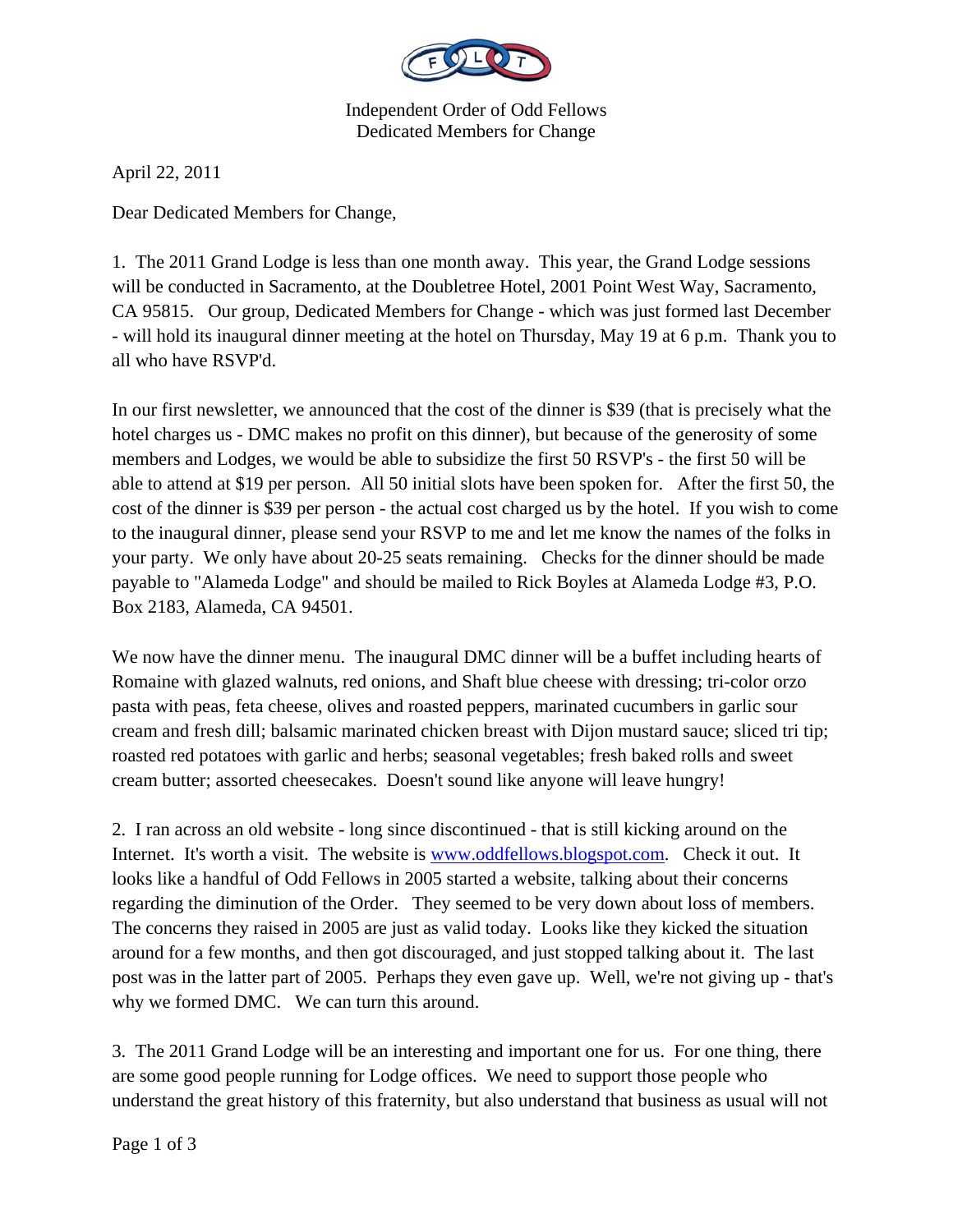Independent Order of Odd Fellows
Dedicated Members for Change

April 22, 2011

Dear Dedicated Members for Change,

1. The 2011 Grand Lodge is less than one month away. This year, the Grand Lodge sessions will be conducted in Sacramento, at the Doubletree Hotel, 2001 Point West Way, Sacramento, CA 95815. Our group, Dedicated Members for Change - which was just formed last December - will hold its inaugural dinner meeting at the hotel on Thursday, May 19 at 6 p.m. Thank you to all who have RSVP'd.

In our first newsletter, we announced that the cost of the dinner is $39 (that is precisely what the hotel charges us - DMC makes no profit on this dinner), but because of the generosity of some members and Lodges, we would be able to subsidize the first 50 RSVP's - the first 50 will be able to attend at $19 per person. All 50 initial slots have been spoken for. After the first 50, the cost of the dinner is $39 per person - the actual cost charged us by the hotel. If you wish to come to the inaugural dinner, please send your RSVP to me and let me know the names of the folks in your party. We only have about 20-25 seats remaining. Checks for the dinner should be made payable to "Alameda Lodge" and should be mailed to Rick Boyles at Alameda Lodge #3, P.O. Box 2183, Alameda, CA 94501.

We now have the dinner menu. The inaugural DMC dinner will be a buffet including hearts of Romaine with glazed walnuts, red onions, and Shaft blue cheese with dressing; tri-color orzo pasta with peas, feta cheese, olives and roasted peppers, marinated cucumbers in garlic sour cream and fresh dill; balsamic marinated chicken breast with Dijon mustard sauce; sliced tri tip; roasted red potatoes with garlic and herbs; seasonal vegetables; fresh baked rolls and sweet cream butter; assorted cheesecakes. Doesn't sound like anyone will leave hungry!

2. I ran across an old website - long since discontinued - that is still kicking around on the Internet. It's worth a visit. The website is [www.oddfellows.blogspot.com](http://www.oddfellows.blogspot.com). Check it out. It looks like a handful of Odd Fellows in 2005 started a website, talking about their concerns regarding the diminution of the Order. They seemed to be very down about loss of members. The concerns they raised in 2005 are just as valid today. Looks like they kicked the situation around for a few months, and then got discouraged, and just stopped talking about it. The last post was in the latter part of 2005. Perhaps they even gave up. Well, we're not giving up - that's why we formed DMC. We can turn this around.

3. The 2011 Grand Lodge will be an interesting and important one for us. For one thing, there are some good people running for Lodge offices. We need to support those people who understand the great history of this fraternity, but also understand that business as usual will not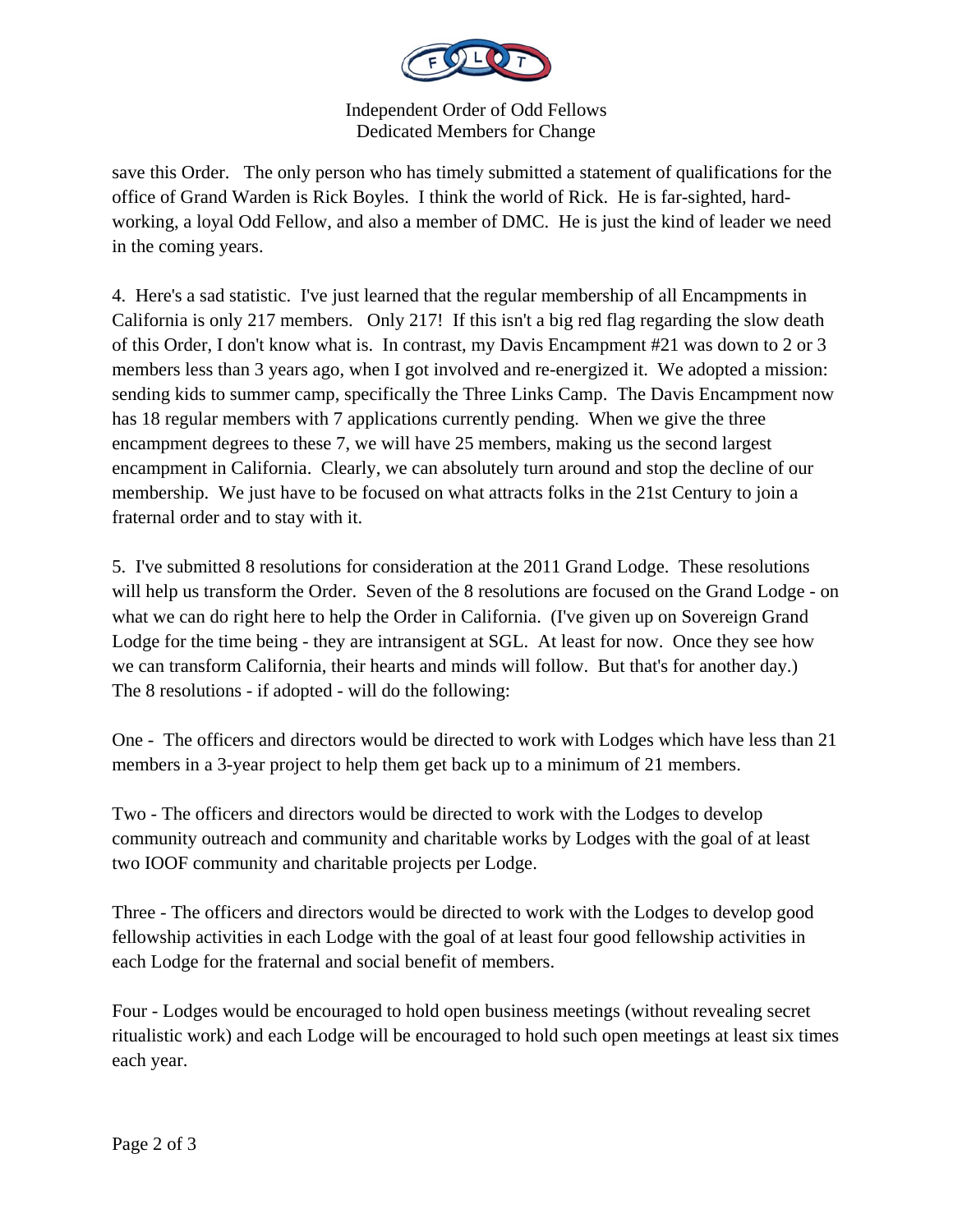save this Order. The only person who has timely submitted a statement of qualifications for the office of Grand Warden is Rick Boyles. I think the world of Rick. He is far-sighted, hard-working, a loyal Odd Fellow, and also a member of DMC. He is just the kind of leader we need in the coming years.

4. Here's a sad statistic. I've just learned that the regular membership of all Encampments in California is only 217 members. Only 217! If this isn't a big red flag regarding the slow death of this Order, I don't know what is. In contrast, my Davis Encampment #21 was down to 2 or 3 members less than 3 years ago, when I got involved and re-energized it. We adopted a mission: sending kids to summer camp, specifically the Three Links Camp. The Davis Encampment now has 18 regular members with 7 applications currently pending. When we give the three encampment degrees to these 7, we will have 25 members, making us the second largest encampment in California. Clearly, we can absolutely turn around and stop the decline of our membership. We just have to be focused on what attracts folks in the 21st Century to join a fraternal order and to stay with it.

5. I've submitted 8 resolutions for consideration at the 2011 Grand Lodge. These resolutions will help us transform the Order. Seven of the 8 resolutions are focused on the Grand Lodge - on what we can do right here to help the Order in California. (I've given up on Sovereign Grand Lodge for the time being - they are intransigent at SGL. At least for now. Once they see how we can transform California, their hearts and minds will follow. But that's for another day.) The 8 resolutions - if adopted - will do the following:

One - The officers and directors would be directed to work with Lodges which have less than 21 members in a 3-year project to help them get back up to a minimum of 21 members.

Two - The officers and directors would be directed to work with the Lodges to develop community outreach and community and charitable works by Lodges with the goal of at least two IOOF community and charitable projects per Lodge.

Three - The officers and directors would be directed to work with the Lodges to develop good fellowship activities in each Lodge with the goal of at least four good fellowship activities in each Lodge for the fraternal and social benefit of members.

Four - Lodges would be encouraged to hold open business meetings (without revealing secret ritualistic work) and each Lodge will be encouraged to hold such open meetings at least six times each year.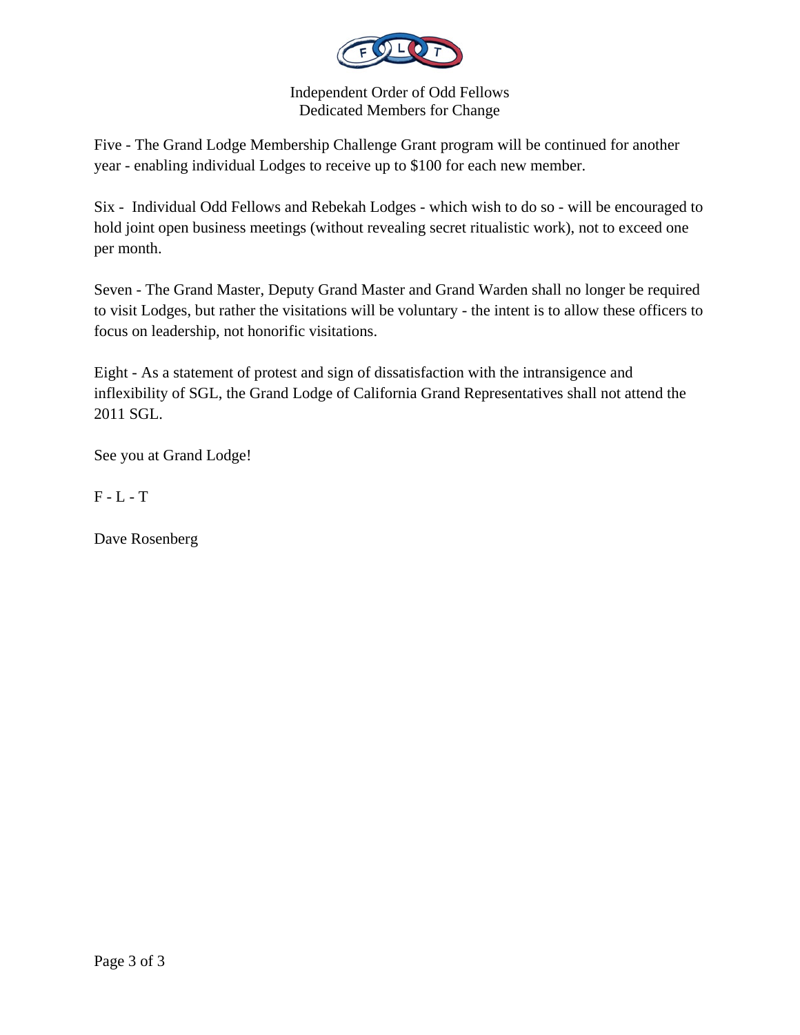Independent Order of Odd Fellows
Dedicated Members for Change

Five - The Grand Lodge Membership Challenge Grant program will be continued for another year - enabling individual Lodges to receive up to $100 for each new member.

Six - Individual Odd Fellows and Rebekah Lodges - which wish to do so - will be encouraged to hold joint open business meetings (without revealing secret ritualistic work), not to exceed one per month.

Seven - The Grand Master, Deputy Grand Master and Grand Warden shall no longer be required to visit Lodges, but rather the visitations will be voluntary - the intent is to allow these officers to focus on leadership, not honorific visitations.

Eight - As a statement of protest and sign of dissatisfaction with the intransigence and inflexibility of SGL, the Grand Lodge of California Grand Representatives shall not attend the 2011 SGL.

See you at Grand Lodge!

F - L - T

Dave Rosenberg